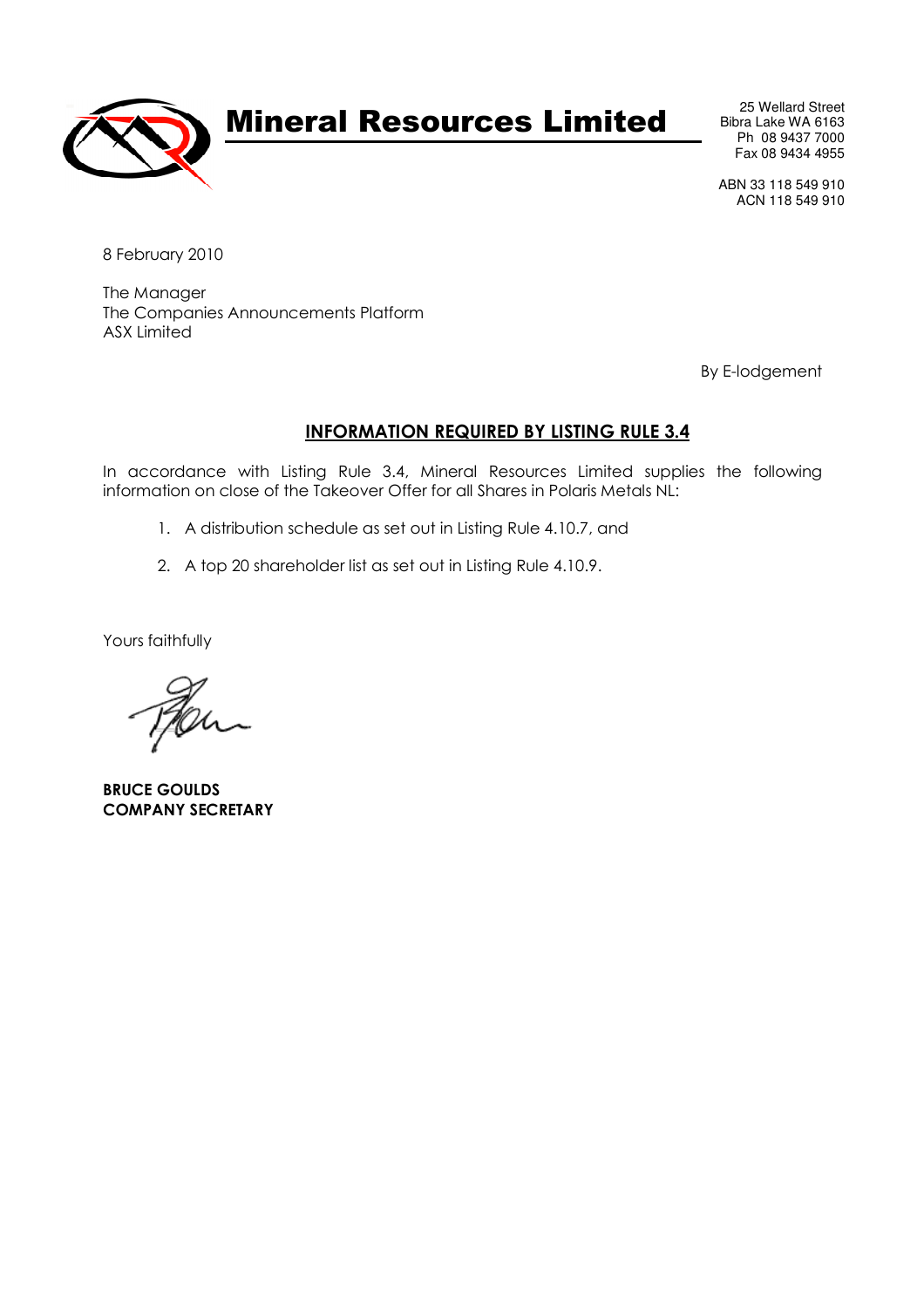# Mineral Resources Limited

25 Wellard Street
Bibra Lake WA 6163
Ph 08 9437 7000
Fax 08 9434 4955

ABN 33 118 549 910
ACN 118 549 910

8 February 2010

The Manager
The Companies Announcements Platform
ASX Limited

By E-lodgement

## INFORMATION REQUIRED BY LISTING RULE 3.4

In accordance with Listing Rule 3.4, Mineral Resources Limited supplies the following information on close of the Takeover Offer for all Shares in Polaris Metals NL:

1. A distribution schedule as set out in Listing Rule 4.10.7, and
2. A top 20 shareholder list as set out in Listing Rule 4.10.9.

Yours faithfully

**BRUCE GOULDS**
**COMPANY SECRETARY**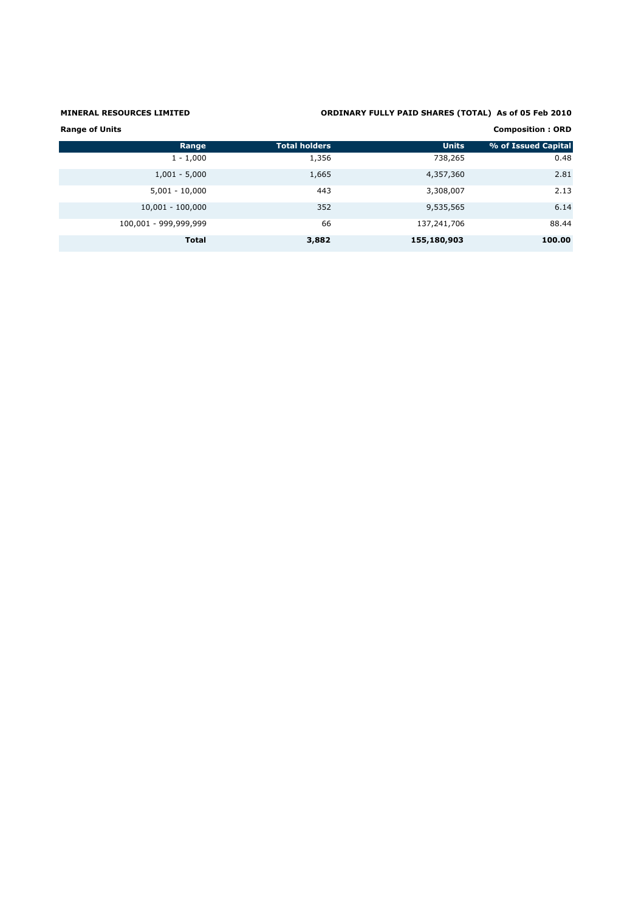**MINERAL RESOURCES LIMITED**

**ORDINARY FULLY PAID SHARES (TOTAL) As of 05 Feb 2010**

**Range of Units**

**Composition : ORD**

| Range | Total holders | Units | % of Issued Capital |
|---|---|---|---|
| 1 - 1,000 | 1,356 | 738,265 | 0.48 |
| 1,001 - 5,000 | 1,665 | 4,357,360 | 2.81 |
| 5,001 - 10,000 | 443 | 3,308,007 | 2.13 |
| 10,001 - 100,000 | 352 | 9,535,565 | 6.14 |
| 100,001 - 999,999,999 | 66 | 137,241,706 | 88.44 |
| **Total** | **3,882** | **155,180,903** | **100.00** |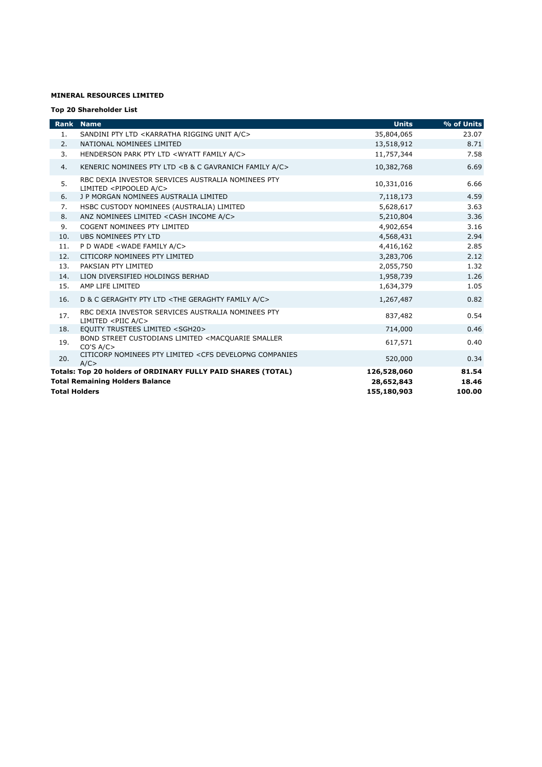**MINERAL RESOURCES LIMITED**

**Top 20 Shareholder List**

| Rank | Name | Units | % of Units |
|---|---|---|---|
| 1. | SANDINI PTY LTD <KARRATHA RIGGING UNIT A/C> | 35,804,065 | 23.07 |
| 2. | NATIONAL NOMINEES LIMITED | 13,518,912 | 8.71 |
| 3. | HENDERSON PARK PTY LTD <WYATT FAMILY A/C> | 11,757,344 | 7.58 |
| 4. | KENERIC NOMINEES PTY LTD <B & C GAVRANICH FAMILY A/C> | 10,382,768 | 6.69 |
| 5. | RBC DEXIA INVESTOR SERVICES AUSTRALIA NOMINEES PTY LIMITED <PIPOOLED A/C> | 10,331,016 | 6.66 |
| 6. | J P MORGAN NOMINEES AUSTRALIA LIMITED | 7,118,173 | 4.59 |
| 7. | HSBC CUSTODY NOMINEES (AUSTRALIA) LIMITED | 5,628,617 | 3.63 |
| 8. | ANZ NOMINEES LIMITED <CASH INCOME A/C> | 5,210,804 | 3.36 |
| 9. | COGENT NOMINEES PTY LIMITED | 4,902,654 | 3.16 |
| 10. | UBS NOMINEES PTY LTD | 4,568,431 | 2.94 |
| 11. | P D WADE <WADE FAMILY A/C> | 4,416,162 | 2.85 |
| 12. | CITICORP NOMINEES PTY LIMITED | 3,283,706 | 2.12 |
| 13. | PAKSIAN PTY LIMITED | 2,055,750 | 1.32 |
| 14. | LION DIVERSIFIED HOLDINGS BERHAD | 1,958,739 | 1.26 |
| 15. | AMP LIFE LIMITED | 1,634,379 | 1.05 |
| 16. | D & C GERAGHTY PTY LTD <THE GERAGHTY FAMILY A/C> | 1,267,487 | 0.82 |
| 17. | RBC DEXIA INVESTOR SERVICES AUSTRALIA NOMINEES PTY LIMITED <PIIC A/C> | 837,482 | 0.54 |
| 18. | EQUITY TRUSTEES LIMITED <SGH20> | 714,000 | 0.46 |
| 19. | BOND STREET CUSTODIANS LIMITED <MACQUARIE SMALLER CO'S A/C> | 617,571 | 0.40 |
| 20. | CITICORP NOMINEES PTY LIMITED <CFS DEVELOPNG COMPANIES A/C> | 520,000 | 0.34 |
| **Totals: Top 20 holders of ORDINARY FULLY PAID SHARES (TOTAL)** | | **126,528,060** | **81.54** |
| **Total Remaining Holders Balance** | | **28,652,843** | **18.46** |
| **Total Holders** | | **155,180,903** | **100.00** |